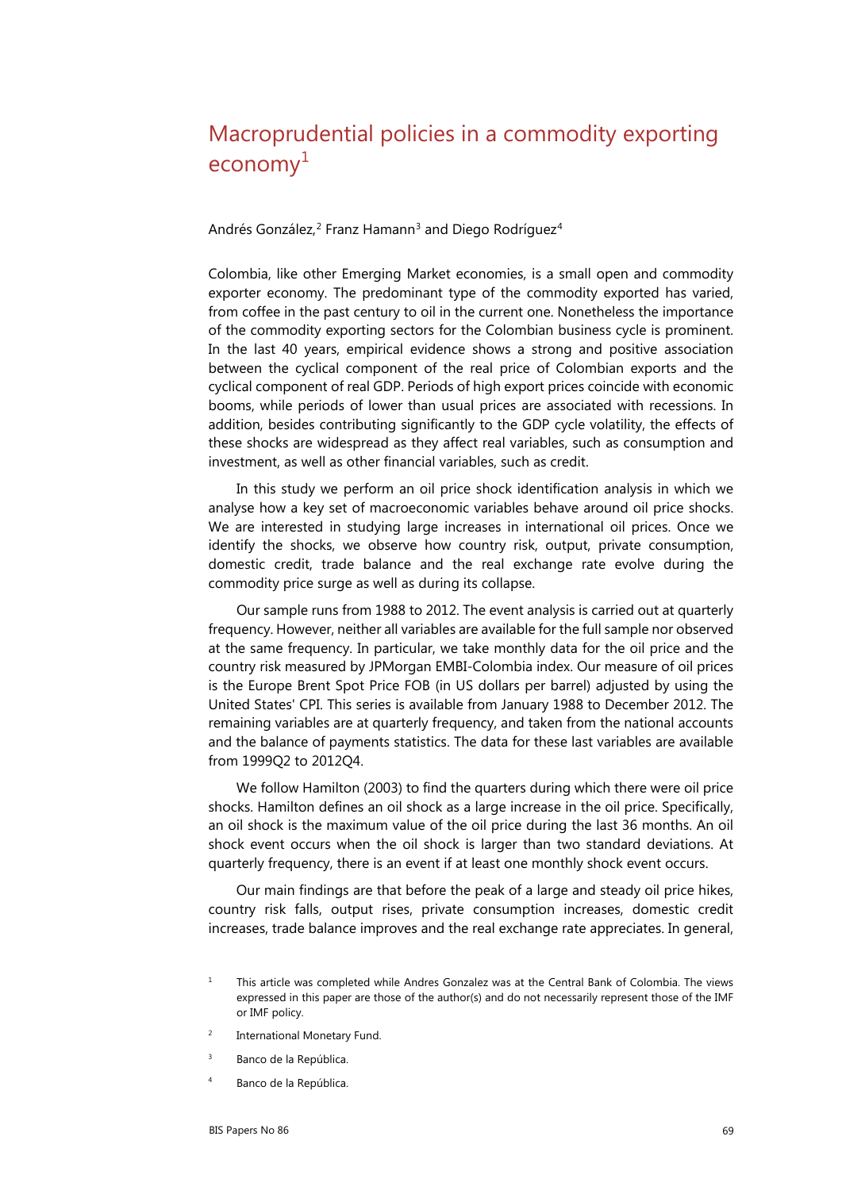# Macroprudential policies in a commodity exporting economy[1]

Andrés González,[2] Franz Hamann[3] and Diego Rodríguez[4]

Colombia, like other Emerging Market economies, is a small open and commodity exporter economy. The predominant type of the commodity exported has varied, from coffee in the past century to oil in the current one. Nonetheless the importance of the commodity exporting sectors for the Colombian business cycle is prominent. In the last 40 years, empirical evidence shows a strong and positive association between the cyclical component of the real price of Colombian exports and the cyclical component of real GDP. Periods of high export prices coincide with economic booms, while periods of lower than usual prices are associated with recessions. In addition, besides contributing significantly to the GDP cycle volatility, the effects of these shocks are widespread as they affect real variables, such as consumption and investment, as well as other financial variables, such as credit.

In this study we perform an oil price shock identification analysis in which we analyse how a key set of macroeconomic variables behave around oil price shocks. We are interested in studying large increases in international oil prices. Once we identify the shocks, we observe how country risk, output, private consumption, domestic credit, trade balance and the real exchange rate evolve during the commodity price surge as well as during its collapse.

Our sample runs from 1988 to 2012. The event analysis is carried out at quarterly frequency. However, neither all variables are available for the full sample nor observed at the same frequency. In particular, we take monthly data for the oil price and the country risk measured by JPMorgan EMBI-Colombia index. Our measure of oil prices is the Europe Brent Spot Price FOB (in US dollars per barrel) adjusted by using the United States' CPI. This series is available from January 1988 to December 2012. The remaining variables are at quarterly frequency, and taken from the national accounts and the balance of payments statistics. The data for these last variables are available from 1999Q2 to 2012Q4.

We follow Hamilton (2003) to find the quarters during which there were oil price shocks. Hamilton defines an oil shock as a large increase in the oil price. Specifically, an oil shock is the maximum value of the oil price during the last 36 months. An oil shock event occurs when the oil shock is larger than two standard deviations. At quarterly frequency, there is an event if at least one monthly shock event occurs.

Our main findings are that before the peak of a large and steady oil price hikes, country risk falls, output rises, private consumption increases, domestic credit increases, trade balance improves and the real exchange rate appreciates. In general,

[1] This article was completed while Andres Gonzalez was at the Central Bank of Colombia. The views expressed in this paper are those of the author(s) and do not necessarily represent those of the IMF or IMF policy.

[2] International Monetary Fund.

[3] Banco de la República.

[4] Banco de la República.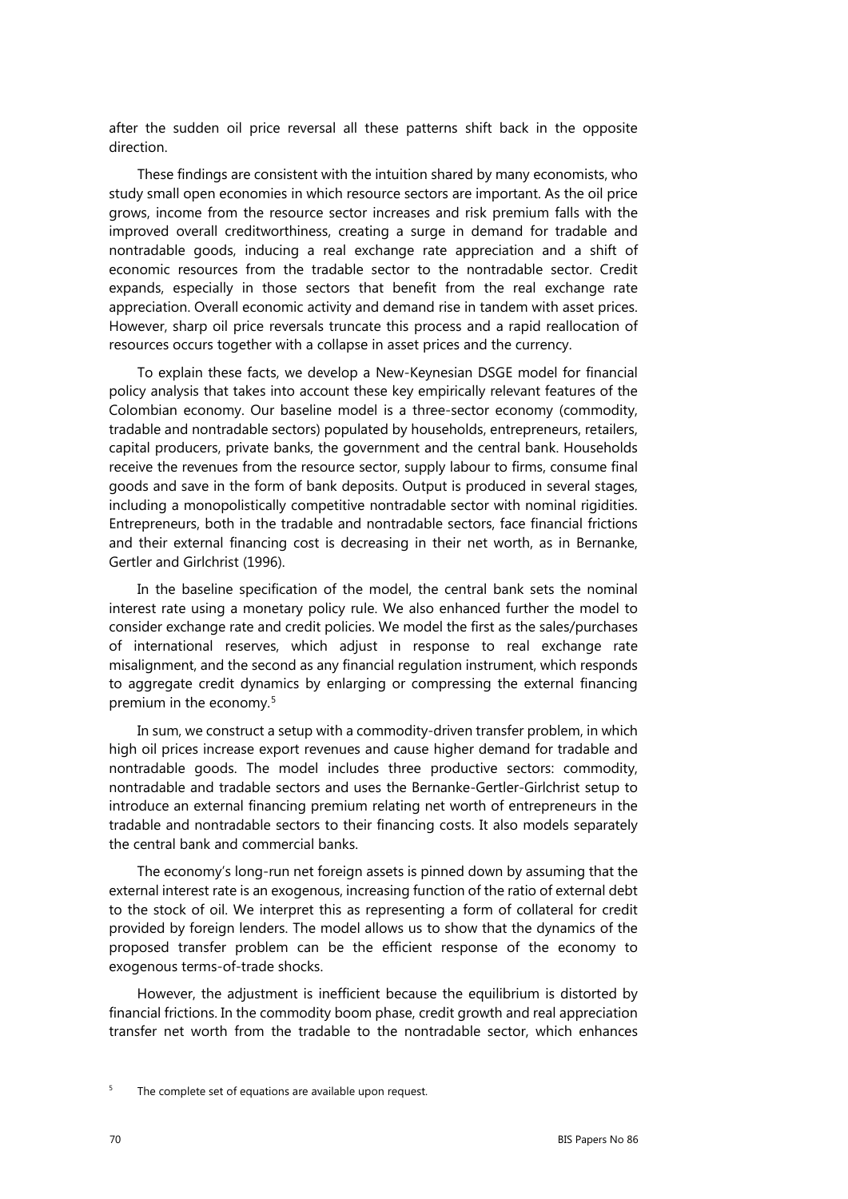after the sudden oil price reversal all these patterns shift back in the opposite direction.

These findings are consistent with the intuition shared by many economists, who study small open economies in which resource sectors are important. As the oil price grows, income from the resource sector increases and risk premium falls with the improved overall creditworthiness, creating a surge in demand for tradable and nontradable goods, inducing a real exchange rate appreciation and a shift of economic resources from the tradable sector to the nontradable sector. Credit expands, especially in those sectors that benefit from the real exchange rate appreciation. Overall economic activity and demand rise in tandem with asset prices. However, sharp oil price reversals truncate this process and a rapid reallocation of resources occurs together with a collapse in asset prices and the currency.

To explain these facts, we develop a New-Keynesian DSGE model for financial policy analysis that takes into account these key empirically relevant features of the Colombian economy. Our baseline model is a three-sector economy (commodity, tradable and nontradable sectors) populated by households, entrepreneurs, retailers, capital producers, private banks, the government and the central bank. Households receive the revenues from the resource sector, supply labour to firms, consume final goods and save in the form of bank deposits. Output is produced in several stages, including a monopolistically competitive nontradable sector with nominal rigidities. Entrepreneurs, both in the tradable and nontradable sectors, face financial frictions and their external financing cost is decreasing in their net worth, as in Bernanke, Gertler and Girlchrist (1996).

In the baseline specification of the model, the central bank sets the nominal interest rate using a monetary policy rule. We also enhanced further the model to consider exchange rate and credit policies. We model the first as the sales/purchases of international reserves, which adjust in response to real exchange rate misalignment, and the second as any financial regulation instrument, which responds to aggregate credit dynamics by enlarging or compressing the external financing premium in the economy.[5]

In sum, we construct a setup with a commodity-driven transfer problem, in which high oil prices increase export revenues and cause higher demand for tradable and nontradable goods. The model includes three productive sectors: commodity, nontradable and tradable sectors and uses the Bernanke-Gertler-Girlchrist setup to introduce an external financing premium relating net worth of entrepreneurs in the tradable and nontradable sectors to their financing costs. It also models separately the central bank and commercial banks.

The economy's long-run net foreign assets is pinned down by assuming that the external interest rate is an exogenous, increasing function of the ratio of external debt to the stock of oil. We interpret this as representing a form of collateral for credit provided by foreign lenders. The model allows us to show that the dynamics of the proposed transfer problem can be the efficient response of the economy to exogenous terms-of-trade shocks.

However, the adjustment is inefficient because the equilibrium is distorted by financial frictions. In the commodity boom phase, credit growth and real appreciation transfer net worth from the tradable to the nontradable sector, which enhances

[5] The complete set of equations are available upon request.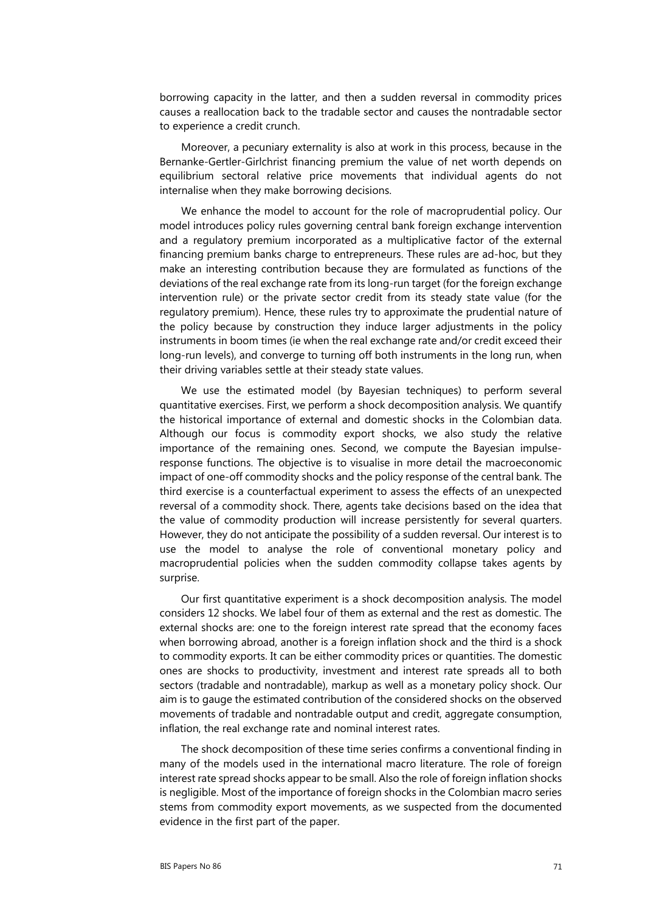borrowing capacity in the latter, and then a sudden reversal in commodity prices causes a reallocation back to the tradable sector and causes the nontradable sector to experience a credit crunch.

Moreover, a pecuniary externality is also at work in this process, because in the Bernanke-Gertler-Girlchrist financing premium the value of net worth depends on equilibrium sectoral relative price movements that individual agents do not internalise when they make borrowing decisions.

We enhance the model to account for the role of macroprudential policy. Our model introduces policy rules governing central bank foreign exchange intervention and a regulatory premium incorporated as a multiplicative factor of the external financing premium banks charge to entrepreneurs. These rules are ad-hoc, but they make an interesting contribution because they are formulated as functions of the deviations of the real exchange rate from its long-run target (for the foreign exchange intervention rule) or the private sector credit from its steady state value (for the regulatory premium). Hence, these rules try to approximate the prudential nature of the policy because by construction they induce larger adjustments in the policy instruments in boom times (ie when the real exchange rate and/or credit exceed their long-run levels), and converge to turning off both instruments in the long run, when their driving variables settle at their steady state values.

We use the estimated model (by Bayesian techniques) to perform several quantitative exercises. First, we perform a shock decomposition analysis. We quantify the historical importance of external and domestic shocks in the Colombian data. Although our focus is commodity export shocks, we also study the relative importance of the remaining ones. Second, we compute the Bayesian impulse-response functions. The objective is to visualise in more detail the macroeconomic impact of one-off commodity shocks and the policy response of the central bank. The third exercise is a counterfactual experiment to assess the effects of an unexpected reversal of a commodity shock. There, agents take decisions based on the idea that the value of commodity production will increase persistently for several quarters. However, they do not anticipate the possibility of a sudden reversal. Our interest is to use the model to analyse the role of conventional monetary policy and macroprudential policies when the sudden commodity collapse takes agents by surprise.

Our first quantitative experiment is a shock decomposition analysis. The model considers 12 shocks. We label four of them as external and the rest as domestic. The external shocks are: one to the foreign interest rate spread that the economy faces when borrowing abroad, another is a foreign inflation shock and the third is a shock to commodity exports. It can be either commodity prices or quantities. The domestic ones are shocks to productivity, investment and interest rate spreads all to both sectors (tradable and nontradable), markup as well as a monetary policy shock. Our aim is to gauge the estimated contribution of the considered shocks on the observed movements of tradable and nontradable output and credit, aggregate consumption, inflation, the real exchange rate and nominal interest rates.

The shock decomposition of these time series confirms a conventional finding in many of the models used in the international macro literature. The role of foreign interest rate spread shocks appear to be small. Also the role of foreign inflation shocks is negligible. Most of the importance of foreign shocks in the Colombian macro series stems from commodity export movements, as we suspected from the documented evidence in the first part of the paper.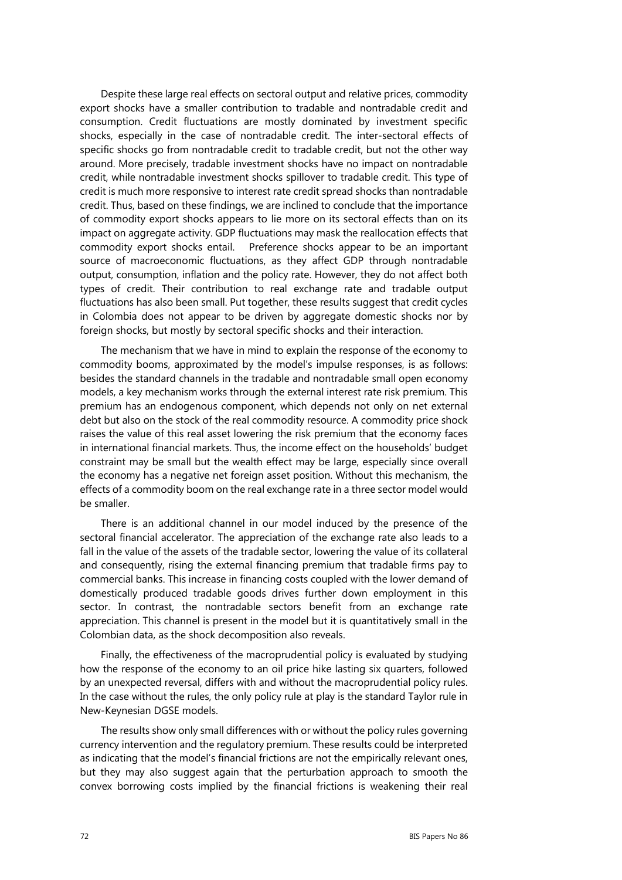Despite these large real effects on sectoral output and relative prices, commodity export shocks have a smaller contribution to tradable and nontradable credit and consumption. Credit fluctuations are mostly dominated by investment specific shocks, especially in the case of nontradable credit. The inter-sectoral effects of specific shocks go from nontradable credit to tradable credit, but not the other way around. More precisely, tradable investment shocks have no impact on nontradable credit, while nontradable investment shocks spillover to tradable credit. This type of credit is much more responsive to interest rate credit spread shocks than nontradable credit. Thus, based on these findings, we are inclined to conclude that the importance of commodity export shocks appears to lie more on its sectoral effects than on its impact on aggregate activity. GDP fluctuations may mask the reallocation effects that commodity export shocks entail. Preference shocks appear to be an important source of macroeconomic fluctuations, as they affect GDP through nontradable output, consumption, inflation and the policy rate. However, they do not affect both types of credit. Their contribution to real exchange rate and tradable output fluctuations has also been small. Put together, these results suggest that credit cycles in Colombia does not appear to be driven by aggregate domestic shocks nor by foreign shocks, but mostly by sectoral specific shocks and their interaction.

The mechanism that we have in mind to explain the response of the economy to commodity booms, approximated by the model's impulse responses, is as follows: besides the standard channels in the tradable and nontradable small open economy models, a key mechanism works through the external interest rate risk premium. This premium has an endogenous component, which depends not only on net external debt but also on the stock of the real commodity resource. A commodity price shock raises the value of this real asset lowering the risk premium that the economy faces in international financial markets. Thus, the income effect on the households' budget constraint may be small but the wealth effect may be large, especially since overall the economy has a negative net foreign asset position. Without this mechanism, the effects of a commodity boom on the real exchange rate in a three sector model would be smaller.

There is an additional channel in our model induced by the presence of the sectoral financial accelerator. The appreciation of the exchange rate also leads to a fall in the value of the assets of the tradable sector, lowering the value of its collateral and consequently, rising the external financing premium that tradable firms pay to commercial banks. This increase in financing costs coupled with the lower demand of domestically produced tradable goods drives further down employment in this sector. In contrast, the nontradable sectors benefit from an exchange rate appreciation. This channel is present in the model but it is quantitatively small in the Colombian data, as the shock decomposition also reveals.

Finally, the effectiveness of the macroprudential policy is evaluated by studying how the response of the economy to an oil price hike lasting six quarters, followed by an unexpected reversal, differs with and without the macroprudential policy rules. In the case without the rules, the only policy rule at play is the standard Taylor rule in New-Keynesian DGSE models.

The results show only small differences with or without the policy rules governing currency intervention and the regulatory premium. These results could be interpreted as indicating that the model's financial frictions are not the empirically relevant ones, but they may also suggest again that the perturbation approach to smooth the convex borrowing costs implied by the financial frictions is weakening their real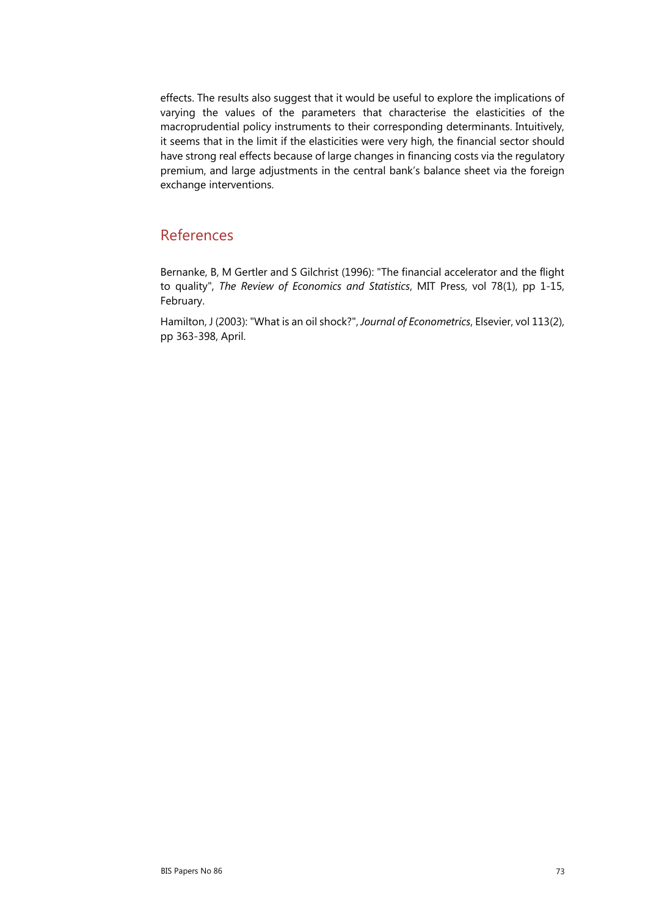effects. The results also suggest that it would be useful to explore the implications of varying the values of the parameters that characterise the elasticities of the macroprudential policy instruments to their corresponding determinants. Intuitively, it seems that in the limit if the elasticities were very high, the financial sector should have strong real effects because of large changes in financing costs via the regulatory premium, and large adjustments in the central bank's balance sheet via the foreign exchange interventions.

## References

Bernanke, B, M Gertler and S Gilchrist (1996): "The financial accelerator and the flight to quality", *The Review of Economics and Statistics*, MIT Press, vol 78(1), pp 1-15, February.

Hamilton, J (2003): "What is an oil shock?", *Journal of Econometrics*, Elsevier, vol 113(2), pp 363-398, April.